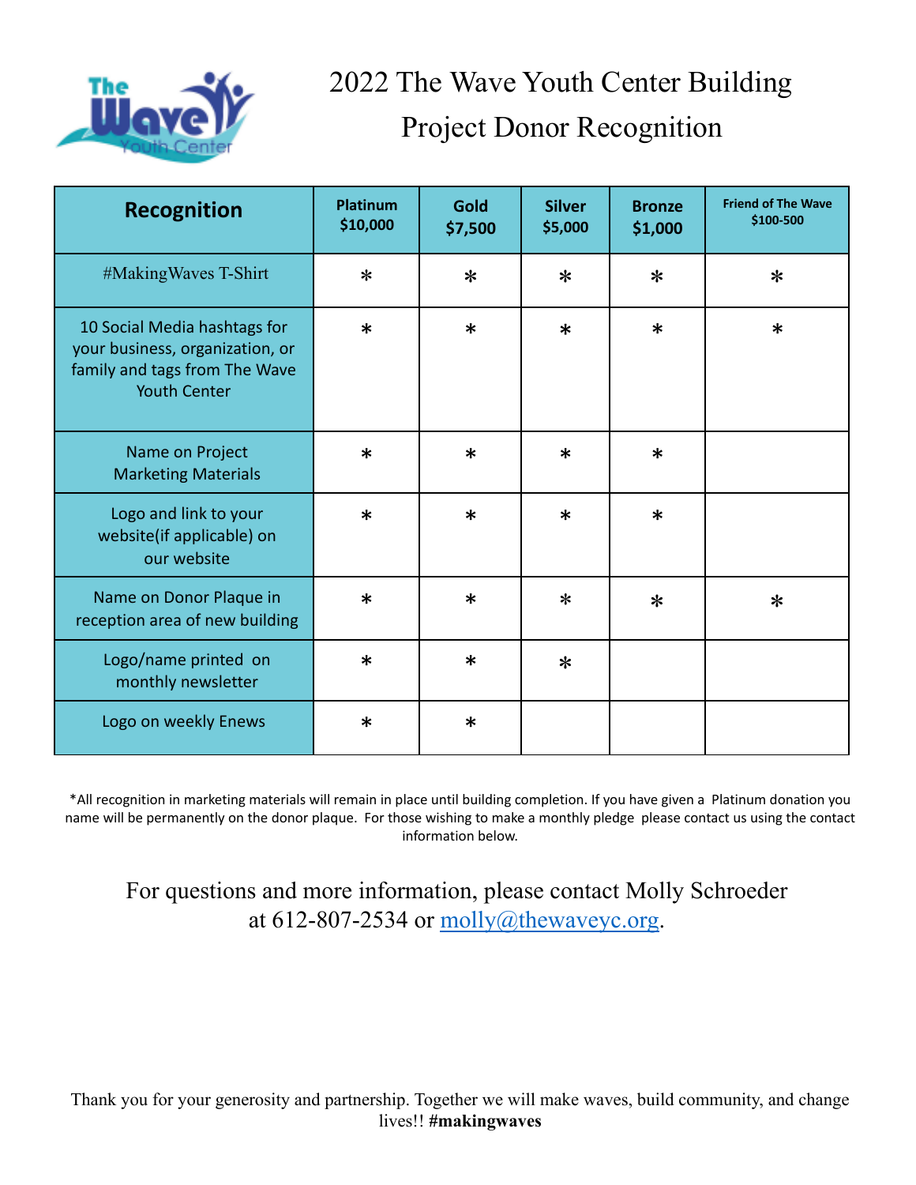# 2022 The Wave Youth Center Building Project Donor Recognition

| Recognition | Platinum $10,000 | Gold $7,500 | Silver $5,000 | Bronze $1,000 | Friend of The Wave $100-500 |
|---|---|---|---|---|---|
| #MakingWaves T-Shirt | * | * | * | * | * |
| 10 Social Media hashtags for your business, organization, or family and tags from The Wave Youth Center | * | * | * | * | * |
| Name on Project Marketing Materials | * | * | * | * | |
| Logo and link to your website(if applicable) on our website | * | * | * | * | |
| Name on Donor Plaque in reception area of new building | * | * | * | * | * |
| Logo/name printed on monthly newsletter | * | * | * | | |
| Logo on weekly Enews | * | * | | | |

*All recognition in marketing materials will remain in place until building completion. If you have given a Platinum donation you name will be permanently on the donor plaque. For those wishing to make a monthly pledge please contact us using the contact information below.

For questions and more information, please contact Molly Schroeder at 612-807-2534 or molly@thewaveyc.org.

Thank you for your generosity and partnership. Together we will make waves, build community, and change lives!! **#makingwaves**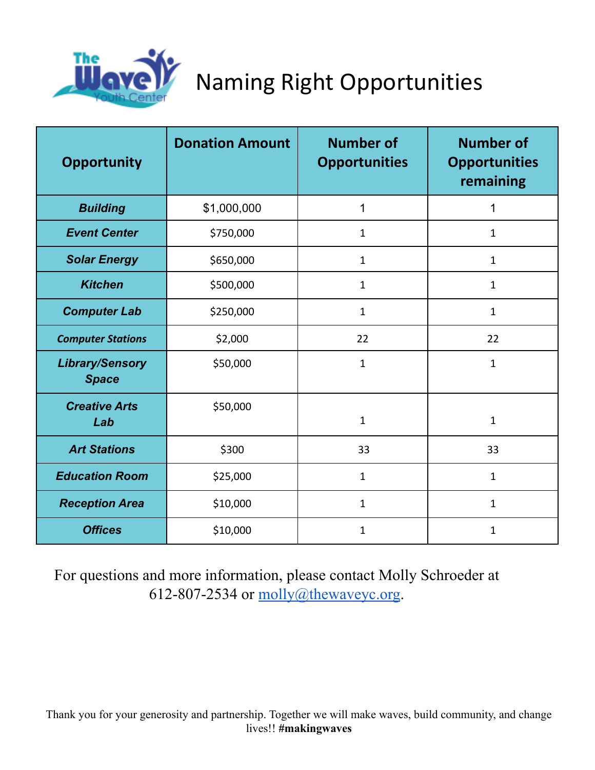# Naming Right Opportunities

| Opportunity | Donation Amount | Number of Opportunities | Number of Opportunities remaining |
|---|---|---|---|
| ***Building*** | $1,000,000 | 1 | 1 |
| ***Event Center*** | $750,000 | 1 | 1 |
| ***Solar Energy*** | $650,000 | 1 | 1 |
| ***Kitchen*** | $500,000 | 1 | 1 |
| ***Computer Lab*** | $250,000 | 1 | 1 |
| ***Computer Stations*** | $2,000 | 22 | 22 |
| ***Library/Sensory Space*** | $50,000 | 1 | 1 |
| ***Creative Arts Lab*** | $50,000 | 1 | 1 |
| ***Art Stations*** | $300 | 33 | 33 |
| ***Education Room*** | $25,000 | 1 | 1 |
| ***Reception Area*** | $10,000 | 1 | 1 |
| ***Offices*** | $10,000 | 1 | 1 |

For questions and more information, please contact Molly Schroeder at 612-807-2534 or molly@thewaveyc.org.

Thank you for your generosity and partnership. Together we will make waves, build community, and change lives!! **#makingwaves**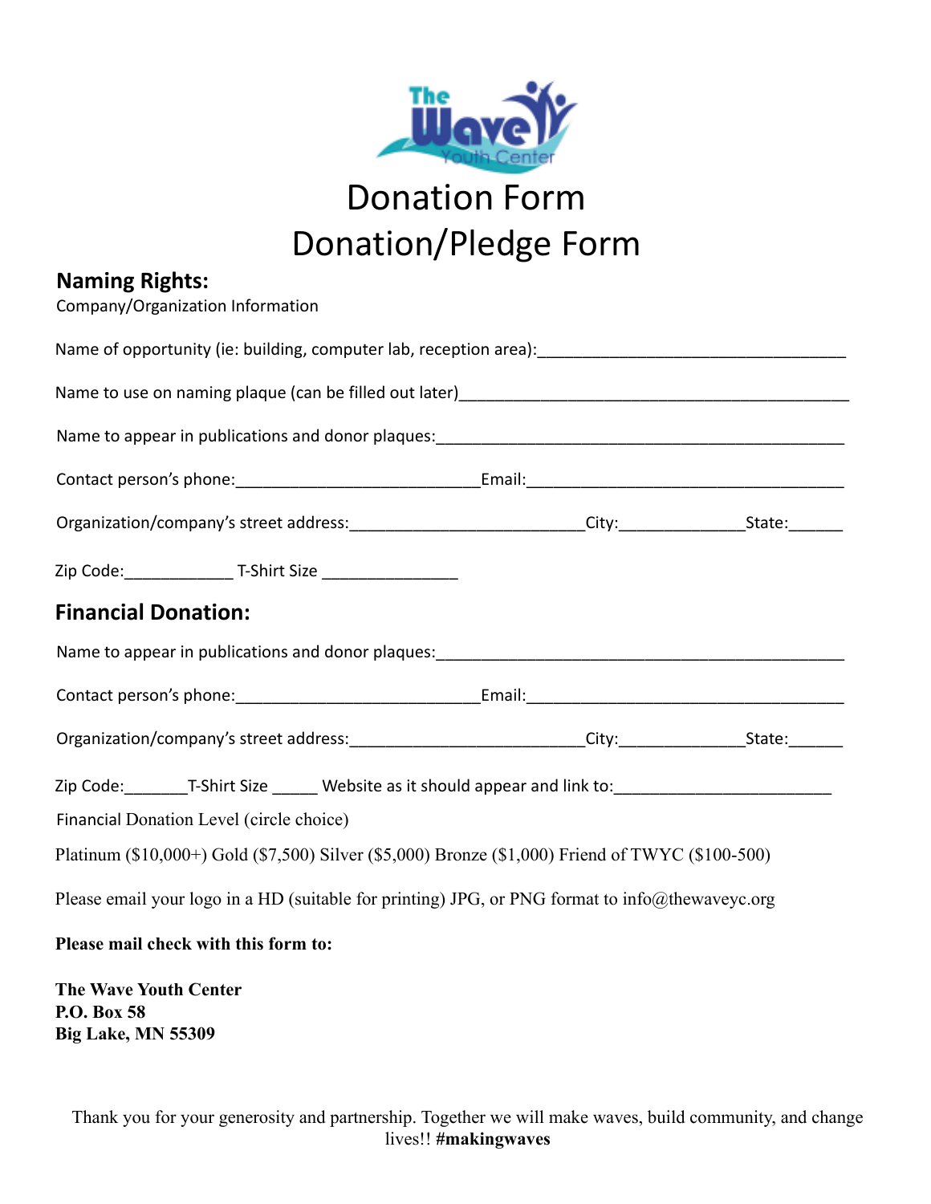# Donation Form

# Donation/Pledge Form

## Naming Rights:

Company/Organization Information

Name of opportunity (ie: building, computer lab, reception area):___________________________________

Name to use on naming plaque (can be filled out later)____________________________________________

Name to appear in publications and donor plaques:______________________________________________

Contact person's phone:___________________________Email:____________________________________

Organization/company's street address:__________________________City:_____________State:______

Zip Code:____________ T-Shirt Size _______________

## Financial Donation:

Name to appear in publications and donor plaques:______________________________________________

Contact person's phone:___________________________Email:____________________________________

Organization/company's street address:__________________________City:_____________State:______

Zip Code:_______T-Shirt Size _____ Website as it should appear and link to:________________________

Financial Donation Level (circle choice)

Platinum ($10,000+) Gold ($7,500) Silver ($5,000) Bronze ($1,000) Friend of TWYC ($100-500)

Please email your logo in a HD (suitable for printing) JPG, or PNG format to info@thewaveyc.org

**Please mail check with this form to:**

**The Wave Youth Center**
**P.O. Box 58**
**Big Lake, MN 55309**

Thank you for your generosity and partnership. Together we will make waves, build community, and change lives!! **#makingwaves**